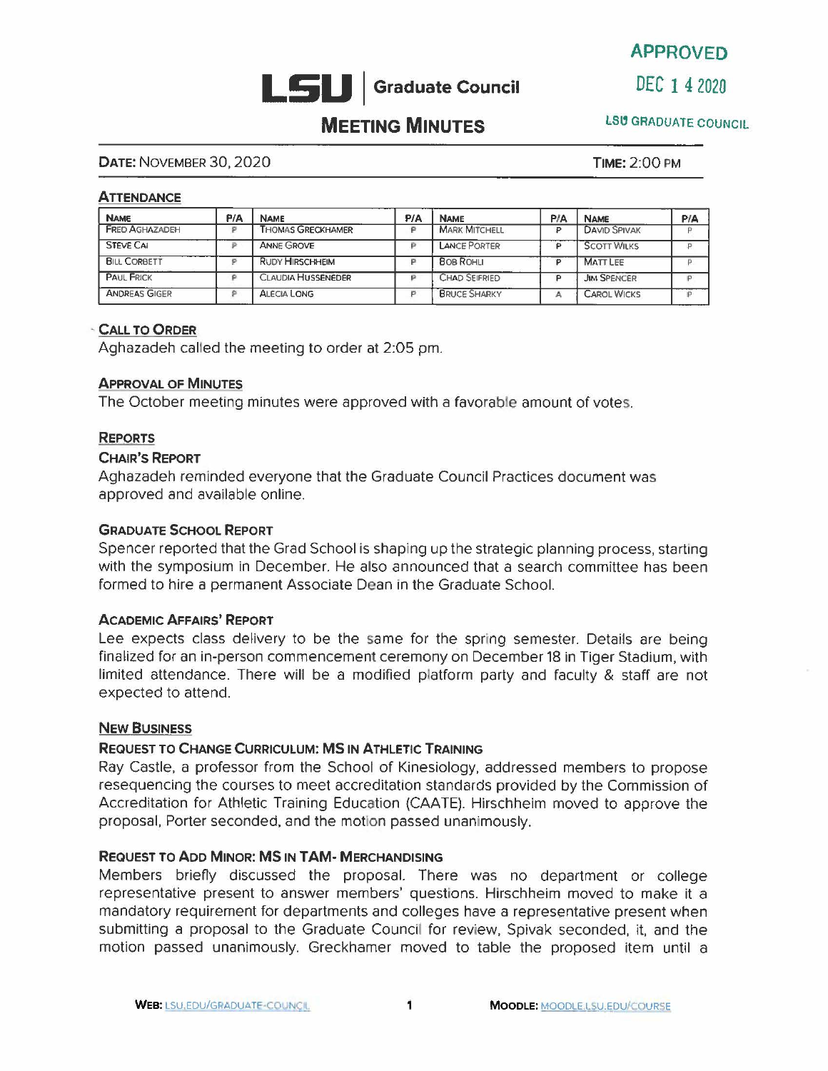APPROVED

DEC 1 4 2020

LSU GRADUATE COUNCIL

# LSU | Graduate Council

## MEETING MINUTES

**DATE:** NOVEMBER 30, 2020 **TIME:** 2:00 PM

### ATTENDANCE

| NAME | P/A | NAME | P/A | NAME | P/A | NAME | P/A |
|---|---|---|---|---|---|---|---|
| FRED AGHAZADEH | P | THOMAS GRECKHAMER | P | MARK MITCHELL | P | DAVID SPIVAK | P |
| STEVE CAI | P | ANNE GROVE | P | LANCE PORTER | P | SCOTT WILKS | P |
| BILL CORBETT | P | RUDY HIRSCHHEIM | P | BOB ROHLI | P | MATT LEE | P |
| PAUL FRICK | P | CLAUDIA HUSSENEDER | P | CHAD SEIFRIED | P | JIM SPENCER | P |
| ANDREAS GIGER | P | ALECIA LONG | P | BRUCE SHARKY | A | CAROL WICKS | P |

### CALL TO ORDER

Aghazadeh called the meeting to order at 2:05 pm.

### APPROVAL OF MINUTES

The October meeting minutes were approved with a favorable amount of votes.

### REPORTS

#### CHAIR'S REPORT

Aghazadeh reminded everyone that the Graduate Council Practices document was approved and available online.

#### GRADUATE SCHOOL REPORT

Spencer reported that the Grad School is shaping up the strategic planning process, starting with the symposium in December. He also announced that a search committee has been formed to hire a permanent Associate Dean in the Graduate School.

#### ACADEMIC AFFAIRS' REPORT

Lee expects class delivery to be the same for the spring semester. Details are being finalized for an in-person commencement ceremony on December 18 in Tiger Stadium, with limited attendance. There will be a modified platform party and faculty & staff are not expected to attend.

### NEW BUSINESS

#### REQUEST TO CHANGE CURRICULUM: MS IN ATHLETIC TRAINING

Ray Castle, a professor from the School of Kinesiology, addressed members to propose resequencing the courses to meet accreditation standards provided by the Commission of Accreditation for Athletic Training Education (CAATE). Hirschheim moved to approve the proposal, Porter seconded, and the motion passed unanimously.

#### REQUEST TO ADD MINOR: MS IN TAM- MERCHANDISING

Members briefly discussed the proposal. There was no department or college representative present to answer members' questions. Hirschheim moved to make it a mandatory requirement for departments and colleges have a representative present when submitting a proposal to the Graduate Council for review, Spivak seconded, it, and the motion passed unanimously. Greckhamer moved to table the proposed item until a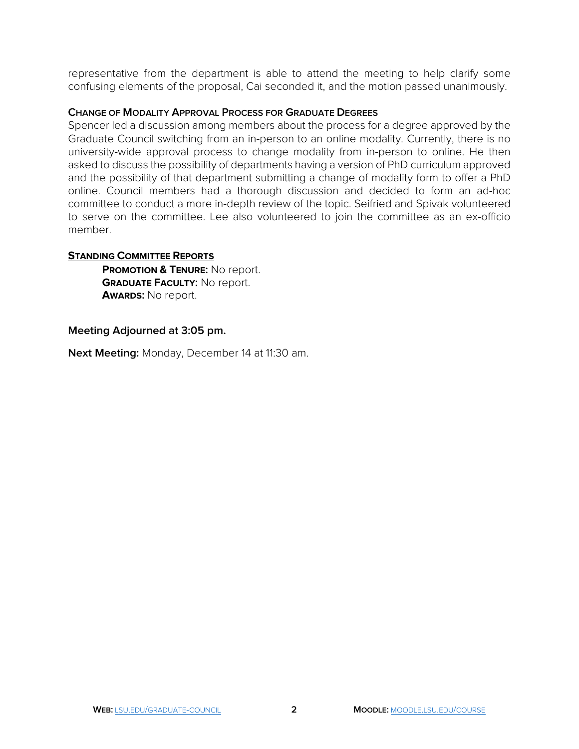representative from the department is able to attend the meeting to help clarify some confusing elements of the proposal, Cai seconded it, and the motion passed unanimously.

### CHANGE OF MODALITY APPROVAL PROCESS FOR GRADUATE DEGREES

Spencer led a discussion among members about the process for a degree approved by the Graduate Council switching from an in-person to an online modality. Currently, there is no university-wide approval process to change modality from in-person to online. He then asked to discuss the possibility of departments having a version of PhD curriculum approved and the possibility of that department submitting a change of modality form to offer a PhD online. Council members had a thorough discussion and decided to form an ad-hoc committee to conduct a more in-depth review of the topic. Seifried and Spivak volunteered to serve on the committee. Lee also volunteered to join the committee as an ex-officio member.

### STANDING COMMITTEE REPORTS

**PROMOTION & TENURE:** No report.
**GRADUATE FACULTY:** No report.
**AWARDS:** No report.

**Meeting Adjourned at 3:05 pm.**

**Next Meeting:** Monday, December 14 at 11:30 am.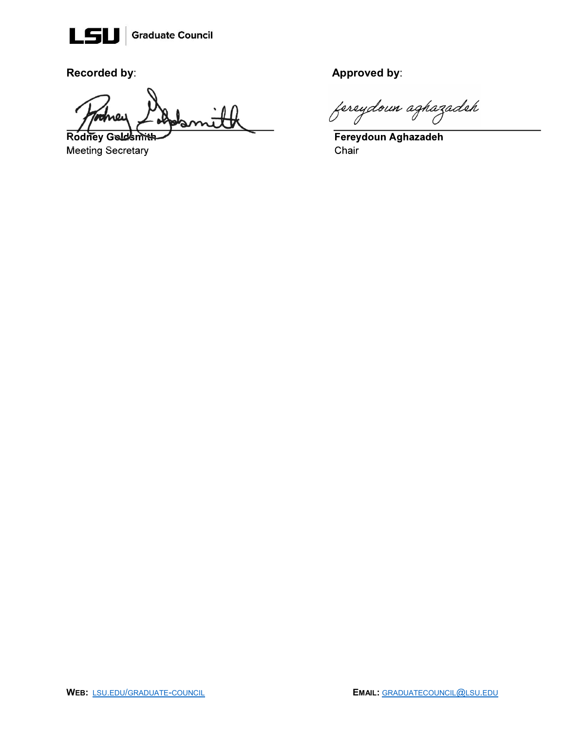**Recorded by**:

**Rodney Goldsmith**
Meeting Secretary

**Approved by**:

**Fereydoun Aghazadeh**
Chair

**WEB:** LSU.EDU/GRADUATE-COUNCIL

**EMAIL:** GRADUATECOUNCIL@LSU.EDU